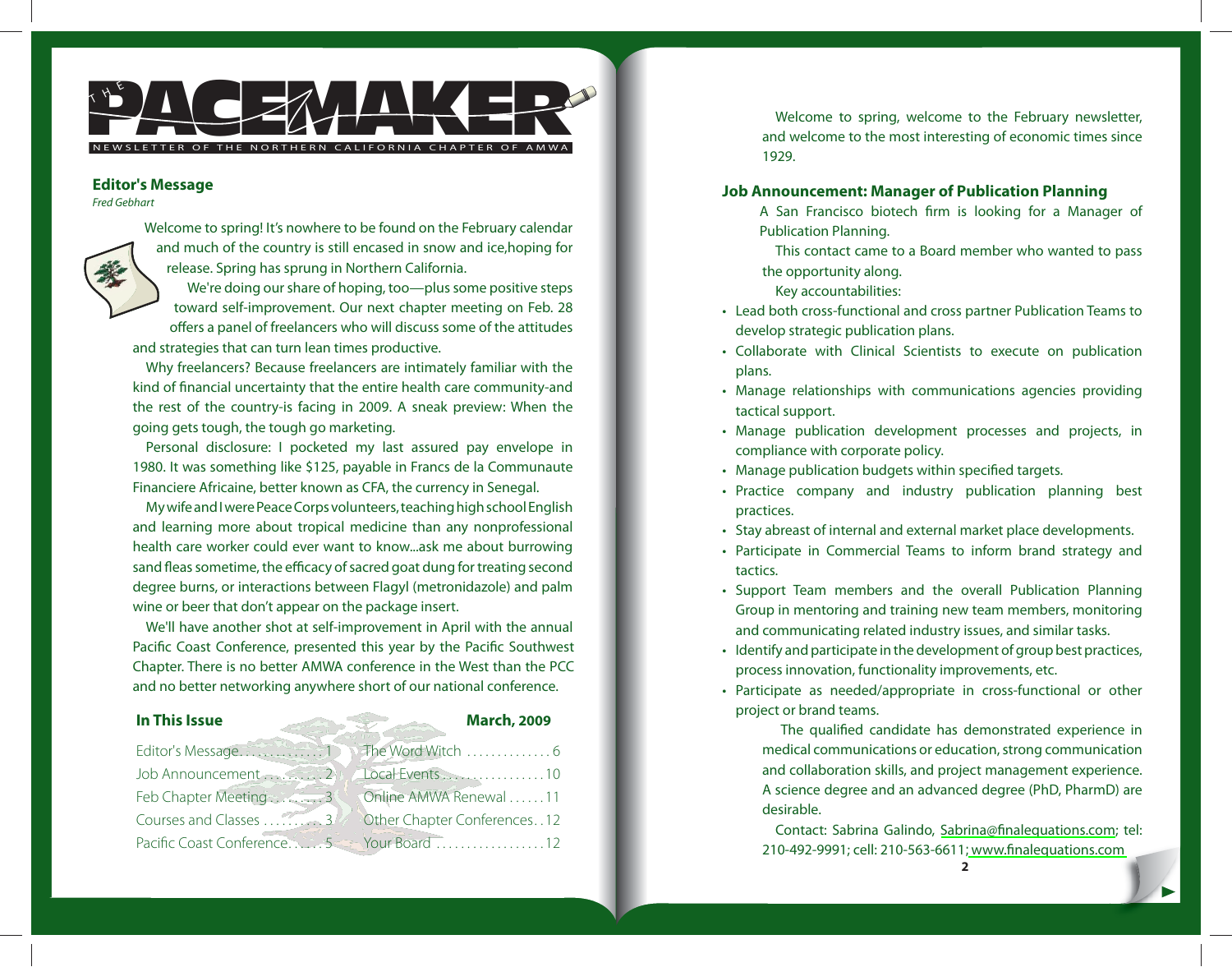# THE PACEMAKER

NEWSLETTER OF THE NORTHERN CALIFORNIA CHAPTER OF AMWA

## Editor's Message

*Fred Gebhart*

Welcome to spring! It's nowhere to be found on the February calendar and much of the country is still encased in snow and ice,hoping for release. Spring has sprung in Northern California.

We're doing our share of hoping, too—plus some positive steps toward self-improvement. Our next chapter meeting on Feb. 28 offers a panel of freelancers who will discuss some of the attitudes and strategies that can turn lean times productive.

Why freelancers? Because freelancers are intimately familiar with the kind of financial uncertainty that the entire health care community-and the rest of the country-is facing in 2009. A sneak preview: When the going gets tough, the tough go marketing.

Personal disclosure: I pocketed my last assured pay envelope in 1980. It was something like $125, payable in Francs de la Communaute Financiere Africaine, better known as CFA, the currency in Senegal.

My wife and I were Peace Corps volunteers, teaching high school English and learning more about tropical medicine than any nonprofessional health care worker could ever want to know...ask me about burrowing sand fleas sometime, the efficacy of sacred goat dung for treating second degree burns, or interactions between Flagyl (metronidazole) and palm wine or beer that don't appear on the package insert.

We'll have another shot at self-improvement in April with the annual Pacific Coast Conference, presented this year by the Pacific Southwest Chapter. There is no better AMWA conference in the West than the PCC and no better networking anywhere short of our national conference.

Welcome to spring, welcome to the February newsletter, and welcome to the most interesting of economic times since 1929.

## In This Issue

**March, 2009**

| | | | |
|---|---|---|---|
| Editor's Message | 1 | The Word Witch | 6 |
| Job Announcement | 2 | Local Events | 10 |
| Feb Chapter Meeting | 3 | Online AMWA Renewal | 11 |
| Courses and Classes | 3 | Other Chapter Conferences | 12 |
| Pacific Coast Conference | 5 | Your Board | 12 |

## Job Announcement: Manager of Publication Planning

A San Francisco biotech firm is looking for a Manager of Publication Planning.

This contact came to a Board member who wanted to pass the opportunity along.

Key accountabilities:

- Lead both cross-functional and cross partner Publication Teams to develop strategic publication plans.
- Collaborate with Clinical Scientists to execute on publication plans.
- Manage relationships with communications agencies providing tactical support.
- Manage publication development processes and projects, in compliance with corporate policy.
- Manage publication budgets within specified targets.
- Practice company and industry publication planning best practices.
- Stay abreast of internal and external market place developments.
- Participate in Commercial Teams to inform brand strategy and tactics.
- Support Team members and the overall Publication Planning Group in mentoring and training new team members, monitoring and communicating related industry issues, and similar tasks.
- Identify and participate in the development of group best practices, process innovation, functionality improvements, etc.
- Participate as needed/appropriate in cross-functional or other project or brand teams.

The qualified candidate has demonstrated experience in medical communications or education, strong communication and collaboration skills, and project management experience. A science degree and an advanced degree (PhD, PharmD) are desirable.

Contact: Sabrina Galindo, Sabrina@finalequations.com; tel: 210-492-9991; cell: 210-563-6611; www.finalequations.com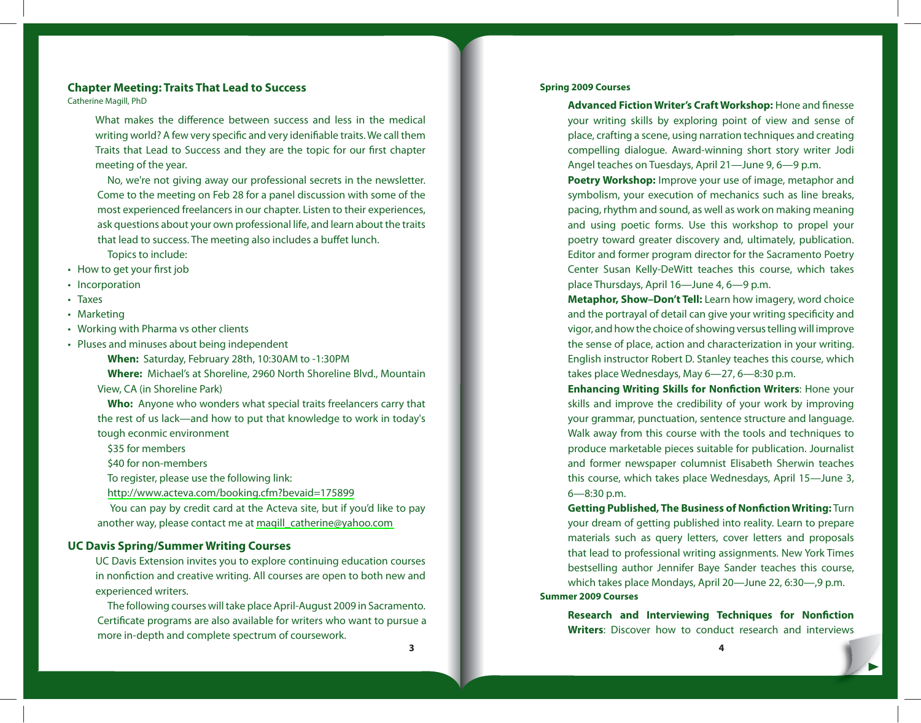## Chapter Meeting: Traits That Lead to Success

Catherine Magill, PhD

What makes the difference between success and less in the medical writing world? A few very specific and very idenifiable traits. We call them Traits that Lead to Success and they are the topic for our first chapter meeting of the year.

No, we're not giving away our professional secrets in the newsletter. Come to the meeting on Feb 28 for a panel discussion with some of the most experienced freelancers in our chapter. Listen to their experiences, ask questions about your own professional life, and learn about the traits that lead to success. The meeting also includes a buffet lunch.

Topics to include:

- How to get your first job
- Incorporation
- Taxes
- Marketing
- Working with Pharma vs other clients
- Pluses and minuses about being independent

**When:** Saturday, February 28th, 10:30AM to -1:30PM

**Where:** Michael's at Shoreline, 2960 North Shoreline Blvd., Mountain View, CA (in Shoreline Park)

**Who:** Anyone who wonders what special traits freelancers carry that the rest of us lack—and how to put that knowledge to work in today's tough econmic environment

$35 for members

$40 for non-members

To register, please use the following link:

http://www.acteva.com/booking.cfm?bevaid=175899

You can pay by credit card at the Acteva site, but if you'd like to pay another way, please contact me at magill_catherine@yahoo.com

## UC Davis Spring/Summer Writing Courses

UC Davis Extension invites you to explore continuing education courses in nonfiction and creative writing. All courses are open to both new and experienced writers.

The following courses will take place April-August 2009 in Sacramento. Certificate programs are also available for writers who want to pursue a more in-depth and complete spectrum of coursework.

### Spring 2009 Courses

**Advanced Fiction Writer's Craft Workshop:** Hone and finesse your writing skills by exploring point of view and sense of place, crafting a scene, using narration techniques and creating compelling dialogue. Award-winning short story writer Jodi Angel teaches on Tuesdays, April 21—June 9, 6—9 p.m.

**Poetry Workshop:** Improve your use of image, metaphor and symbolism, your execution of mechanics such as line breaks, pacing, rhythm and sound, as well as work on making meaning and using poetic forms. Use this workshop to propel your poetry toward greater discovery and, ultimately, publication. Editor and former program director for the Sacramento Poetry Center Susan Kelly-DeWitt teaches this course, which takes place Thursdays, April 16—June 4, 6—9 p.m.

**Metaphor, Show–Don't Tell:** Learn how imagery, word choice and the portrayal of detail can give your writing specificity and vigor, and how the choice of showing versus telling will improve the sense of place, action and characterization in your writing. English instructor Robert D. Stanley teaches this course, which takes place Wednesdays, May 6—27, 6—8:30 p.m.

**Enhancing Writing Skills for Nonfiction Writers**: Hone your skills and improve the credibility of your work by improving your grammar, punctuation, sentence structure and language. Walk away from this course with the tools and techniques to produce marketable pieces suitable for publication. Journalist and former newspaper columnist Elisabeth Sherwin teaches this course, which takes place Wednesdays, April 15—June 3, 6—8:30 p.m.

**Getting Published, The Business of Nonfiction Writing:** Turn your dream of getting published into reality. Learn to prepare materials such as query letters, cover letters and proposals that lead to professional writing assignments. New York Times bestselling author Jennifer Baye Sander teaches this course, which takes place Mondays, April 20—June 22, 6:30—,9 p.m.

### Summer 2009 Courses

**Research and Interviewing Techniques for Nonfiction Writers**: Discover how to conduct research and interviews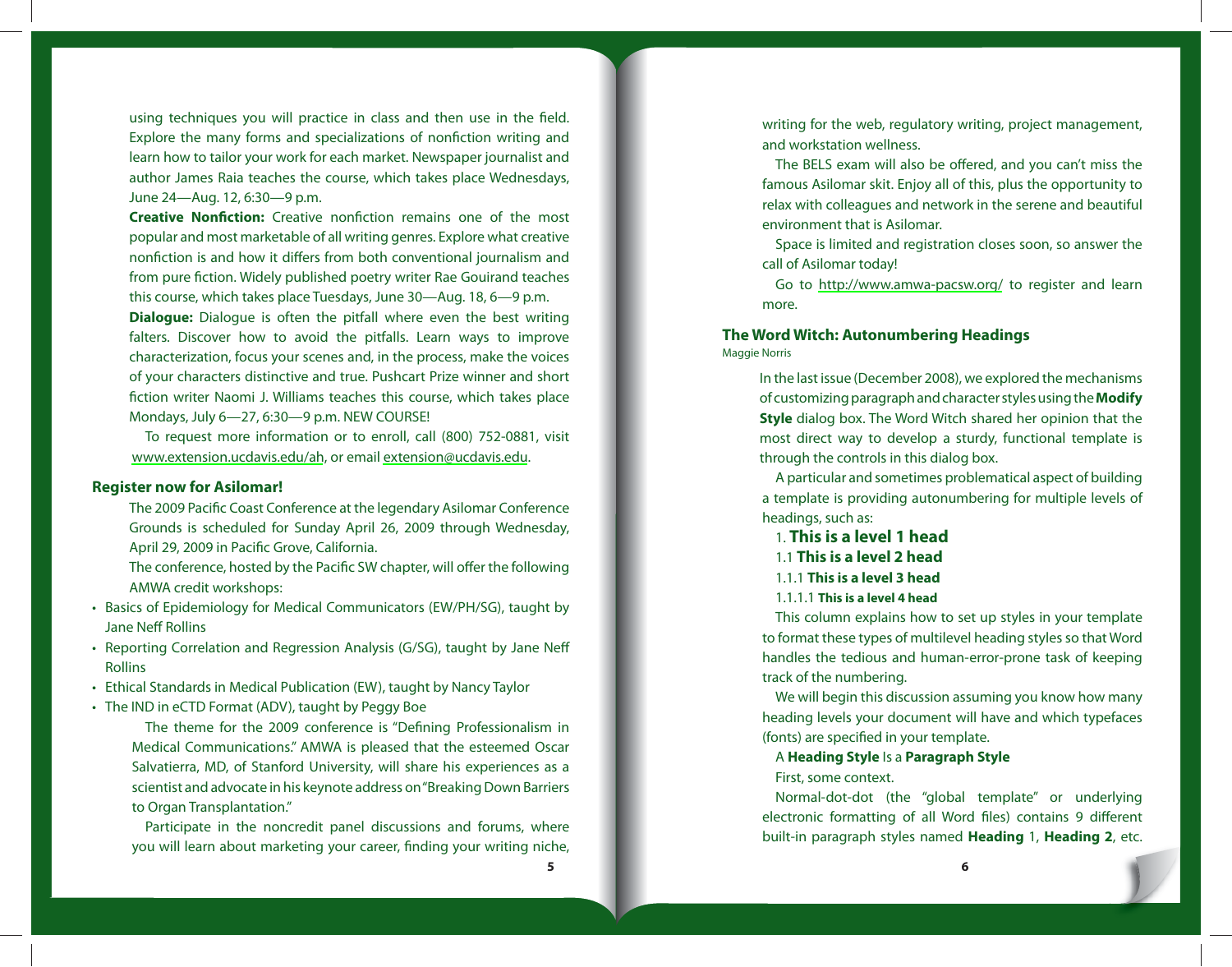using techniques you will practice in class and then use in the field. Explore the many forms and specializations of nonfiction writing and learn how to tailor your work for each market. Newspaper journalist and author James Raia teaches the course, which takes place Wednesdays, June 24—Aug. 12, 6:30—9 p.m.

**Creative Nonfiction:** Creative nonfiction remains one of the most popular and most marketable of all writing genres. Explore what creative nonfiction is and how it differs from both conventional journalism and from pure fiction. Widely published poetry writer Rae Gouirand teaches this course, which takes place Tuesdays, June 30—Aug. 18, 6—9 p.m.

**Dialogue:** Dialogue is often the pitfall where even the best writing falters. Discover how to avoid the pitfalls. Learn ways to improve characterization, focus your scenes and, in the process, make the voices of your characters distinctive and true. Pushcart Prize winner and short fiction writer Naomi J. Williams teaches this course, which takes place Mondays, July 6—27, 6:30—9 p.m. NEW COURSE!

To request more information or to enroll, call (800) 752-0881, visit www.extension.ucdavis.edu/ah, or email extension@ucdavis.edu.

### Register now for Asilomar!

The 2009 Pacific Coast Conference at the legendary Asilomar Conference Grounds is scheduled for Sunday April 26, 2009 through Wednesday, April 29, 2009 in Pacific Grove, California.

The conference, hosted by the Pacific SW chapter, will offer the following AMWA credit workshops:

- Basics of Epidemiology for Medical Communicators (EW/PH/SG), taught by Jane Neff Rollins
- Reporting Correlation and Regression Analysis (G/SG), taught by Jane Neff Rollins
- Ethical Standards in Medical Publication (EW), taught by Nancy Taylor
- The IND in eCTD Format (ADV), taught by Peggy Boe

The theme for the 2009 conference is “Defining Professionalism in Medical Communications.” AMWA is pleased that the esteemed Oscar Salvatierra, MD, of Stanford University, will share his experiences as a scientist and advocate in his keynote address on “Breaking Down Barriers to Organ Transplantation.”

Participate in the noncredit panel discussions and forums, where you will learn about marketing your career, finding your writing niche, writing for the web, regulatory writing, project management, and workstation wellness.

The BELS exam will also be offered, and you can’t miss the famous Asilomar skit. Enjoy all of this, plus the opportunity to relax with colleagues and network in the serene and beautiful environment that is Asilomar.

Space is limited and registration closes soon, so answer the call of Asilomar today!

Go to http://www.amwa-pacsw.org/ to register and learn more.

### The Word Witch: Autonumbering Headings

Maggie Norris

In the last issue (December 2008), we explored the mechanisms of customizing paragraph and character styles using the **Modify Style** dialog box. The Word Witch shared her opinion that the most direct way to develop a sturdy, functional template is through the controls in this dialog box.

A particular and sometimes problematical aspect of building a template is providing autonumbering for multiple levels of headings, such as:

1. **This is a level 1 head**

1.1 **This is a level 2 head**

1.1.1 **This is a level 3 head**

1.1.1.1 **This is a level 4 head**

This column explains how to set up styles in your template to format these types of multilevel heading styles so that Word handles the tedious and human-error-prone task of keeping track of the numbering.

We will begin this discussion assuming you know how many heading levels your document will have and which typefaces (fonts) are specified in your template.

A **Heading Style** Is a **Paragraph Style**

First, some context.

Normal-dot-dot (the “global template” or underlying electronic formatting of all Word files) contains 9 different built-in paragraph styles named **Heading** 1, **Heading 2**, etc.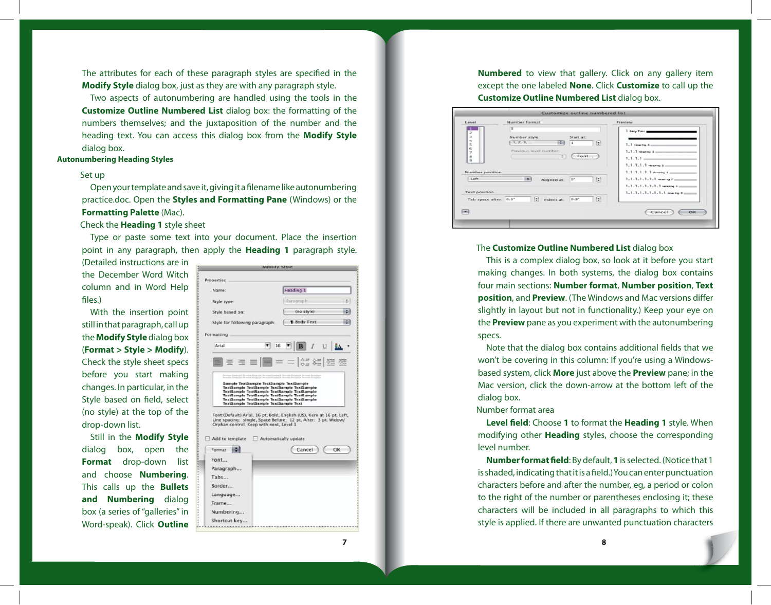The attributes for each of these paragraph styles are specified in the **Modify Style** dialog box, just as they are with any paragraph style.

Two aspects of autonumbering are handled using the tools in the **Customize Outline Numbered List** dialog box: the formatting of the numbers themselves; and the juxtaposition of the number and the heading text. You can access this dialog box from the **Modify Style** dialog box.

## Autonumbering Heading Styles

Set up

Open your template and save it, giving it a filename like autonumbering practice.doc. Open the **Styles and Formatting Pane** (Windows) or the **Formatting Palette** (Mac).

Check the **Heading 1** style sheet

Type or paste some text into your document. Place the insertion point in any paragraph, then apply the **Heading 1** paragraph style. (Detailed instructions are in the December Word Witch column and in Word Help files.)

With the insertion point still in that paragraph, call up the **Modify Style** dialog box (**Format > Style > Modify**). Check the style sheet specs before you start making changes. In particular, in the Style based on field, select (no style) at the top of the drop-down list.

Still in the **Modify Style** dialog box, open the **Format** drop-down list and choose **Numbering**. This calls up the **Bullets and Numbering** dialog box (a series of "galleries" in Word-speak). Click **Outline Numbered** to view that gallery. Click on any gallery item except the one labeled **None**. Click **Customize** to call up the **Customize Outline Numbered List** dialog box.

The **Customize Outline Numbered List** dialog box

This is a complex dialog box, so look at it before you start making changes. In both systems, the dialog box contains four main sections: **Number format**, **Number position**, **Text position**, and **Preview**. (The Windows and Mac versions differ slightly in layout but not in functionality.) Keep your eye on the **Preview** pane as you experiment with the autonumbering specs.

Note that the dialog box contains additional fields that we won't be covering in this column: If you're using a Windows-based system, click **More** just above the **Preview** pane; in the Mac version, click the down-arrow at the bottom left of the dialog box.

Number format area

**Level field**: Choose **1** to format the **Heading 1** style. When modifying other **Heading** styles, choose the corresponding level number.

**Number format field**: By default, **1** is selected. (Notice that 1 is shaded, indicating that it is a field.) You can enter punctuation characters before and after the number, eg, a period or colon to the right of the number or parentheses enclosing it; these characters will be included in all paragraphs to which this style is applied. If there are unwanted punctuation characters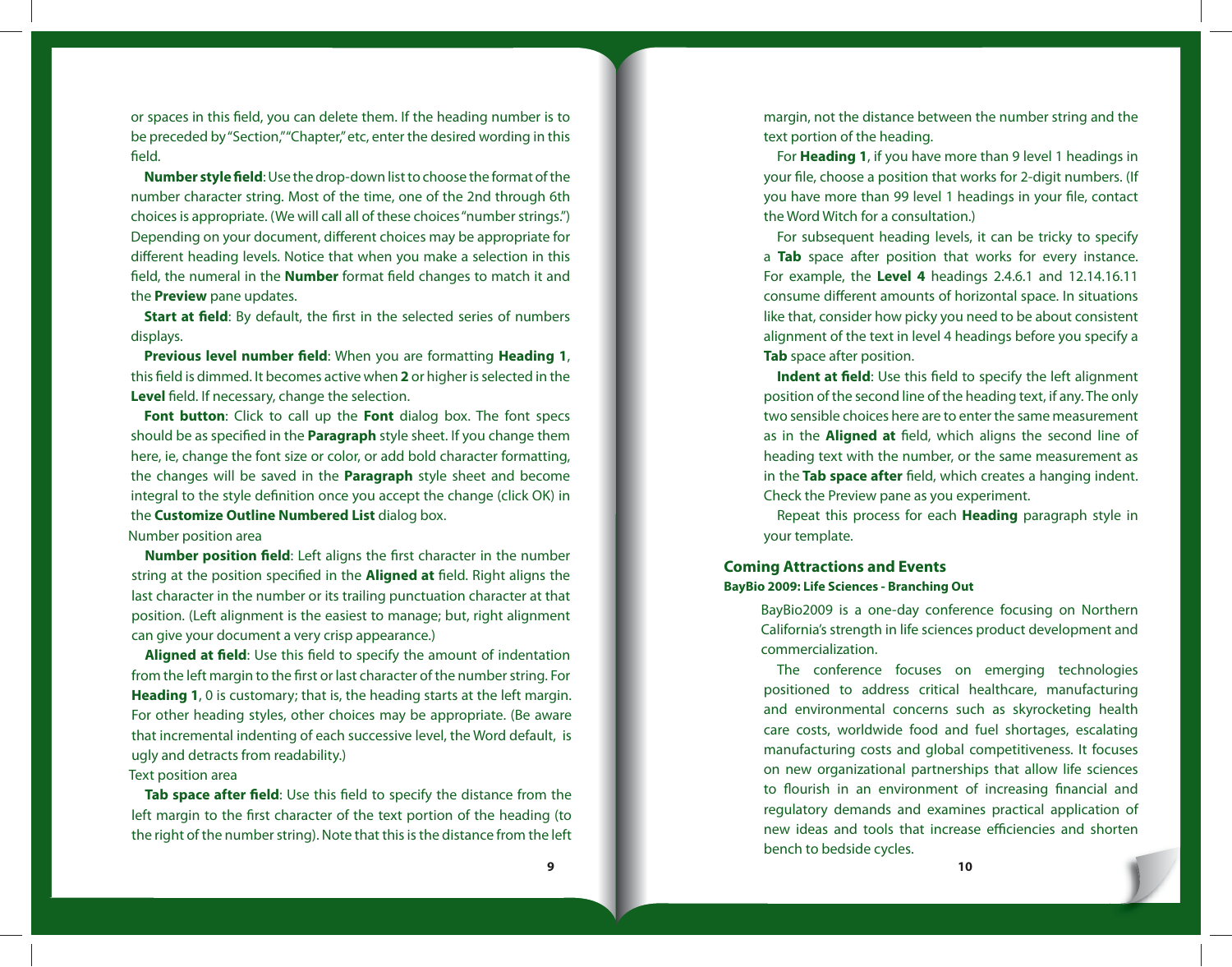or spaces in this field, you can delete them. If the heading number is to be preceded by "Section," "Chapter," etc, enter the desired wording in this field.

**Number style field**: Use the drop-down list to choose the format of the number character string. Most of the time, one of the 2nd through 6th choices is appropriate. (We will call all of these choices "number strings.") Depending on your document, different choices may be appropriate for different heading levels. Notice that when you make a selection in this field, the numeral in the **Number** format field changes to match it and the **Preview** pane updates.

**Start at field**: By default, the first in the selected series of numbers displays.

**Previous level number field**: When you are formatting **Heading 1**, this field is dimmed. It becomes active when **2** or higher is selected in the **Level** field. If necessary, change the selection.

**Font button**: Click to call up the **Font** dialog box. The font specs should be as specified in the **Paragraph** style sheet. If you change them here, ie, change the font size or color, or add bold character formatting, the changes will be saved in the **Paragraph** style sheet and become integral to the style definition once you accept the change (click OK) in the **Customize Outline Numbered List** dialog box.

Number position area

**Number position field**: Left aligns the first character in the number string at the position specified in the **Aligned at** field. Right aligns the last character in the number or its trailing punctuation character at that position. (Left alignment is the easiest to manage; but, right alignment can give your document a very crisp appearance.)

**Aligned at field**: Use this field to specify the amount of indentation from the left margin to the first or last character of the number string. For **Heading 1**, 0 is customary; that is, the heading starts at the left margin. For other heading styles, other choices may be appropriate. (Be aware that incremental indenting of each successive level, the Word default, is ugly and detracts from readability.)

Text position area

**Tab space after field**: Use this field to specify the distance from the left margin to the first character of the text portion of the heading (to the right of the number string). Note that this is the distance from the left margin, not the distance between the number string and the text portion of the heading.

For **Heading 1**, if you have more than 9 level 1 headings in your file, choose a position that works for 2-digit numbers. (If you have more than 99 level 1 headings in your file, contact the Word Witch for a consultation.)

For subsequent heading levels, it can be tricky to specify a **Tab** space after position that works for every instance. For example, the **Level 4** headings 2.4.6.1 and 12.14.16.11 consume different amounts of horizontal space. In situations like that, consider how picky you need to be about consistent alignment of the text in level 4 headings before you specify a **Tab** space after position.

**Indent at field**: Use this field to specify the left alignment position of the second line of the heading text, if any. The only two sensible choices here are to enter the same measurement as in the **Aligned at** field, which aligns the second line of heading text with the number, or the same measurement as in the **Tab space after** field, which creates a hanging indent. Check the Preview pane as you experiment.

Repeat this process for each **Heading** paragraph style in your template.

## Coming Attractions and Events

### BayBio 2009: Life Sciences - Branching Out

BayBio2009 is a one-day conference focusing on Northern California's strength in life sciences product development and commercialization.

The conference focuses on emerging technologies positioned to address critical healthcare, manufacturing and environmental concerns such as skyrocketing health care costs, worldwide food and fuel shortages, escalating manufacturing costs and global competitiveness. It focuses on new organizational partnerships that allow life sciences to flourish in an environment of increasing financial and regulatory demands and examines practical application of new ideas and tools that increase efficiencies and shorten bench to bedside cycles.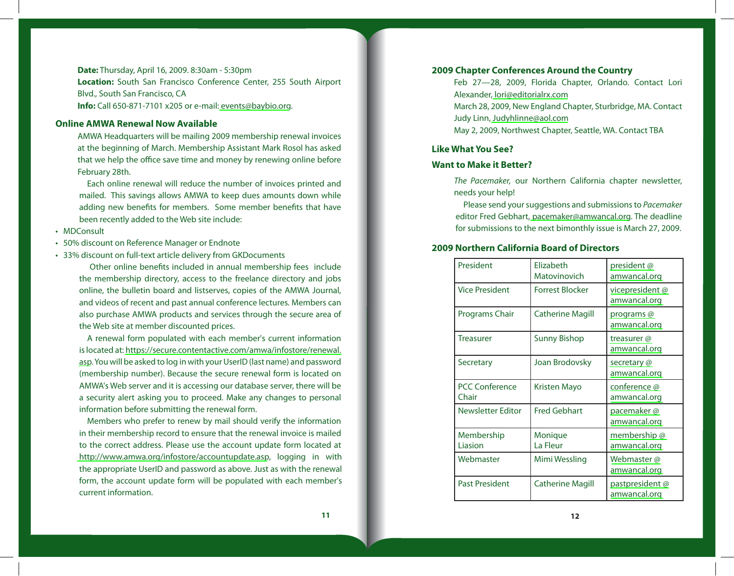**Date:** Thursday, April 16, 2009. 8:30am - 5:30pm

**Location:** South San Francisco Conference Center, 255 South Airport Blvd., South San Francisco, CA

**Info:** Call 650-871-7101 x205 or e-mail: events@baybio.org.

## Online AMWA Renewal Now Available

AMWA Headquarters will be mailing 2009 membership renewal invoices at the beginning of March. Membership Assistant Mark Rosol has asked that we help the office save time and money by renewing online before February 28th.

Each online renewal will reduce the number of invoices printed and mailed. This savings allows AMWA to keep dues amounts down while adding new benefits for members. Some member benefits that have been recently added to the Web site include:

- MDConsult
- 50% discount on Reference Manager or Endnote
- 33% discount on full-text article delivery from GKDocuments

Other online benefits included in annual membership fees include the membership directory, access to the freelance directory and jobs online, the bulletin board and listserves, copies of the AMWA Journal, and videos of recent and past annual conference lectures. Members can also purchase AMWA products and services through the secure area of the Web site at member discounted prices.

A renewal form populated with each member's current information is located at: https://secure.contentactive.com/amwa/infostore/renewal.asp. You will be asked to log in with your UserID (last name) and password (membership number). Because the secure renewal form is located on AMWA's Web server and it is accessing our database server, there will be a security alert asking you to proceed. Make any changes to personal information before submitting the renewal form.

Members who prefer to renew by mail should verify the information in their membership record to ensure that the renewal invoice is mailed to the correct address. Please use the account update form located at http://www.amwa.org/infostore/accountupdate.asp, logging in with the appropriate UserID and password as above. Just as with the renewal form, the account update form will be populated with each member's current information.

## 2009 Chapter Conferences Around the Country

Feb 27—28, 2009, Florida Chapter, Orlando. Contact Lori Alexander, lori@editorialrx.com

March 28, 2009, New England Chapter, Sturbridge, MA. Contact Judy Linn, Judyhlinne@aol.com

May 2, 2009, Northwest Chapter, Seattle, WA. Contact TBA

## Like What You See?

## Want to Make it Better?

*The Pacemaker,* our Northern California chapter newsletter, needs your help!

Please send your suggestions and submissions to *Pacemaker* editor Fred Gebhart, pacemaker@amwancal.org. The deadline for submissions to the next bimonthly issue is March 27, 2009.

## 2009 Northern California Board of Directors

| | | |
|---|---|---|
| President | Elizabeth Matovinovich | president @ amwancal.org |
| Vice President | Forrest Blocker | vicepresident @ amwancal.org |
| Programs Chair | Catherine Magill | programs @ amwancal.org |
| Treasurer | Sunny Bishop | treasurer @ amwancal.org |
| Secretary | Joan Brodovsky | secretary @ amwancal.org |
| PCC Conference Chair | Kristen Mayo | conference @ amwancal.org |
| Newsletter Editor | Fred Gebhart | pacemaker @ amwancal.org |
| Membership Liasion | Monique La Fleur | membership @ amwancal.org |
| Webmaster | Mimi Wessling | Webmaster @ amwancal.org |
| Past President | Catherine Magill | pastpresident @ amwancal.org |